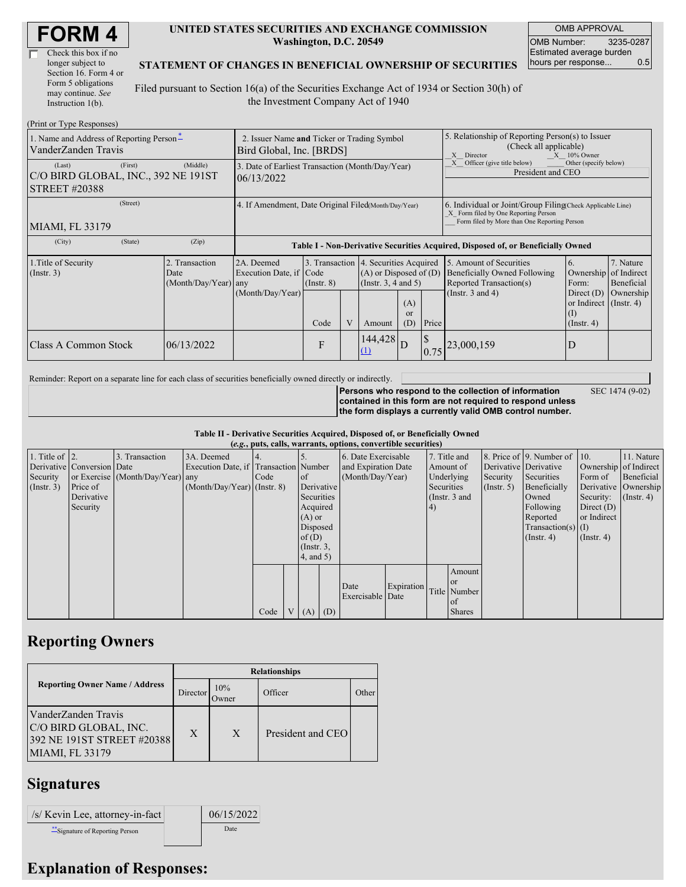# FORM 4

☐ Check this box if no longer subject to Section 16. Form 4 or Form 5 obligations may continue. *See* Instruction 1(b).

**UNITED STATES SECURITIES AND EXCHANGE COMMISSION**
**Washington, D.C. 20549**

**STATEMENT OF CHANGES IN BENEFICIAL OWNERSHIP OF SECURITIES**

Filed pursuant to Section 16(a) of the Securities Exchange Act of 1934 or Section 30(h) of the Investment Company Act of 1940

| OMB APPROVAL | |
|---|---|
| OMB Number: | 3235-0287 |
| Estimated average burden hours per response... | 0.5 |

(Print or Type Responses)

| 1. Name and Address of Reporting Person * | 2. Issuer Name and Ticker or Trading Symbol | 5. Relationship of Reporting Person(s) to Issuer (Check all applicable) |
|---|---|---|
| VanderZanden Travis | Bird Global, Inc. [BRDS] | _X_ Director _X_ 10% Owner |
| (Last) (First) (Middle) C/O BIRD GLOBAL, INC., 392 NE 191ST STREET #20388 | 3. Date of Earliest Transaction (Month/Day/Year) 06/13/2022 | _X_ Officer (give title below) ___ Other (specify below) President and CEO |
| (Street) MIAMI, FL 33179 | 4. If Amendment, Date Original Filed(Month/Day/Year) | 6. Individual or Joint/Group Filing(Check Applicable Line) _X_ Form filed by One Reporting Person ___ Form filed by More than One Reporting Person |
| (City) (State) (Zip) | | |

**Table I - Non-Derivative Securities Acquired, Disposed of, or Beneficially Owned**

| 1.Title of Security (Instr. 3) | 2. Transaction Date (Month/Day/Year) | 2A. Deemed Execution Date, if any (Month/Day/Year) | 3. Transaction Code (Instr. 8) | | 4. Securities Acquired (A) or Disposed of (D) (Instr. 3, 4 and 5) | | | 5. Amount of Securities Beneficially Owned Following Reported Transaction(s) (Instr. 3 and 4) | 6. Ownership Form: Direct (D) or Indirect (I) (Instr. 4) | 7. Nature of Indirect Beneficial Ownership (Instr. 4) |
|---|---|---|---|---|---|---|---|---|---|---|
| | | | Code | V | Amount | (A) or (D) | Price | | | |
| Class A Common Stock | 06/13/2022 | | F | | 144,428 (1) | D | $ 0.75 | 23,000,159 | D | |

Reminder: Report on a separate line for each class of securities beneficially owned directly or indirectly.

**Persons who respond to the collection of information contained in this form are not required to respond unless the form displays a currently valid OMB control number.** SEC 1474 (9-02)

**Table II - Derivative Securities Acquired, Disposed of, or Beneficially Owned**
**(*e.g.*, puts, calls, warrants, options, convertible securities)**

| 1. Title of Derivative Security (Instr. 3) | 2. Conversion or Exercise Price of Derivative Security | 3. Transaction Date (Month/Day/Year) | 3A. Deemed Execution Date, if any (Month/Day/Year) | 4. Transaction Code (Instr. 8) | | 5. Number of Derivative Securities Acquired (A) or Disposed of (D) (Instr. 3, 4, and 5) | | 6. Date Exercisable and Expiration Date (Month/Day/Year) | | 7. Title and Amount of Underlying Securities (Instr. 3 and 4) | | 8. Price of Derivative Security (Instr. 5) | 9. Number of Derivative Securities Beneficially Owned Following Reported Transaction(s) (Instr. 4) | 10. Ownership Form of Derivative Security: Direct (D) or Indirect (I) (Instr. 4) | 11. Nature of Indirect Beneficial Ownership (Instr. 4) |
|---|---|---|---|---|---|---|---|---|---|---|---|---|---|---|---|
| | | | | Code | V | (A) | (D) | Date Exercisable | Expiration Date | Title | Amount or Number of Shares | | | | |

## Reporting Owners

| Reporting Owner Name / Address | Relationships | | | |
|---|---|---|---|---|
| | Director | 10% Owner | Officer | Other |
| VanderZanden Travis C/O BIRD GLOBAL, INC. 392 NE 191ST STREET #20388 MIAMI, FL 33179 | X | X | President and CEO | |

## Signatures

| /s/ Kevin Lee, attorney-in-fact | | 06/15/2022 |
|---|---|---|
| **Signature of Reporting Person | | Date |

## Explanation of Responses: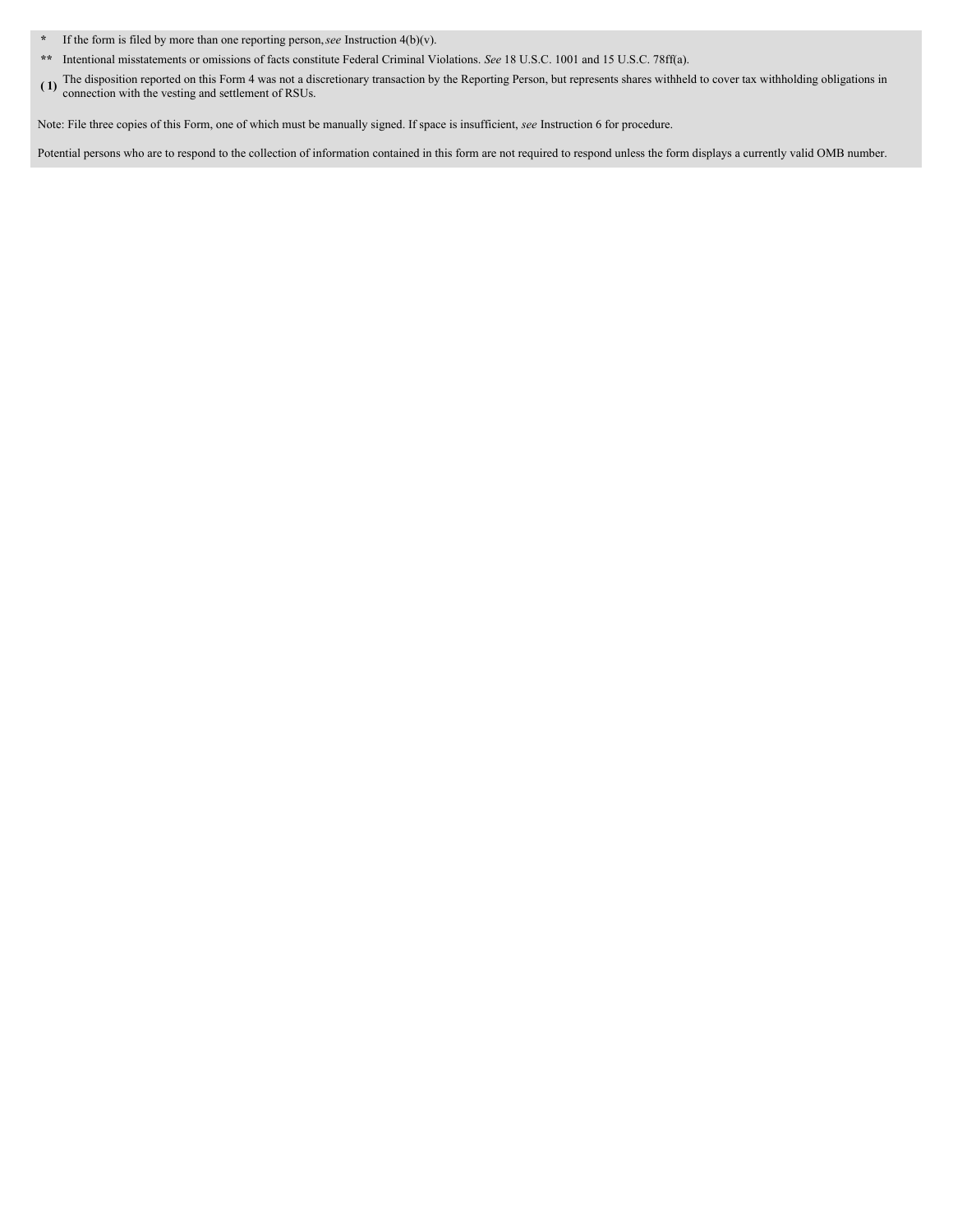* If the form is filed by more than one reporting person, *see* Instruction 4(b)(v).

** Intentional misstatements or omissions of facts constitute Federal Criminal Violations. *See* 18 U.S.C. 1001 and 15 U.S.C. 78ff(a).

( 1) The disposition reported on this Form 4 was not a discretionary transaction by the Reporting Person, but represents shares withheld to cover tax withholding obligations in connection with the vesting and settlement of RSUs.

Note: File three copies of this Form, one of which must be manually signed. If space is insufficient, *see* Instruction 6 for procedure.

Potential persons who are to respond to the collection of information contained in this form are not required to respond unless the form displays a currently valid OMB number.